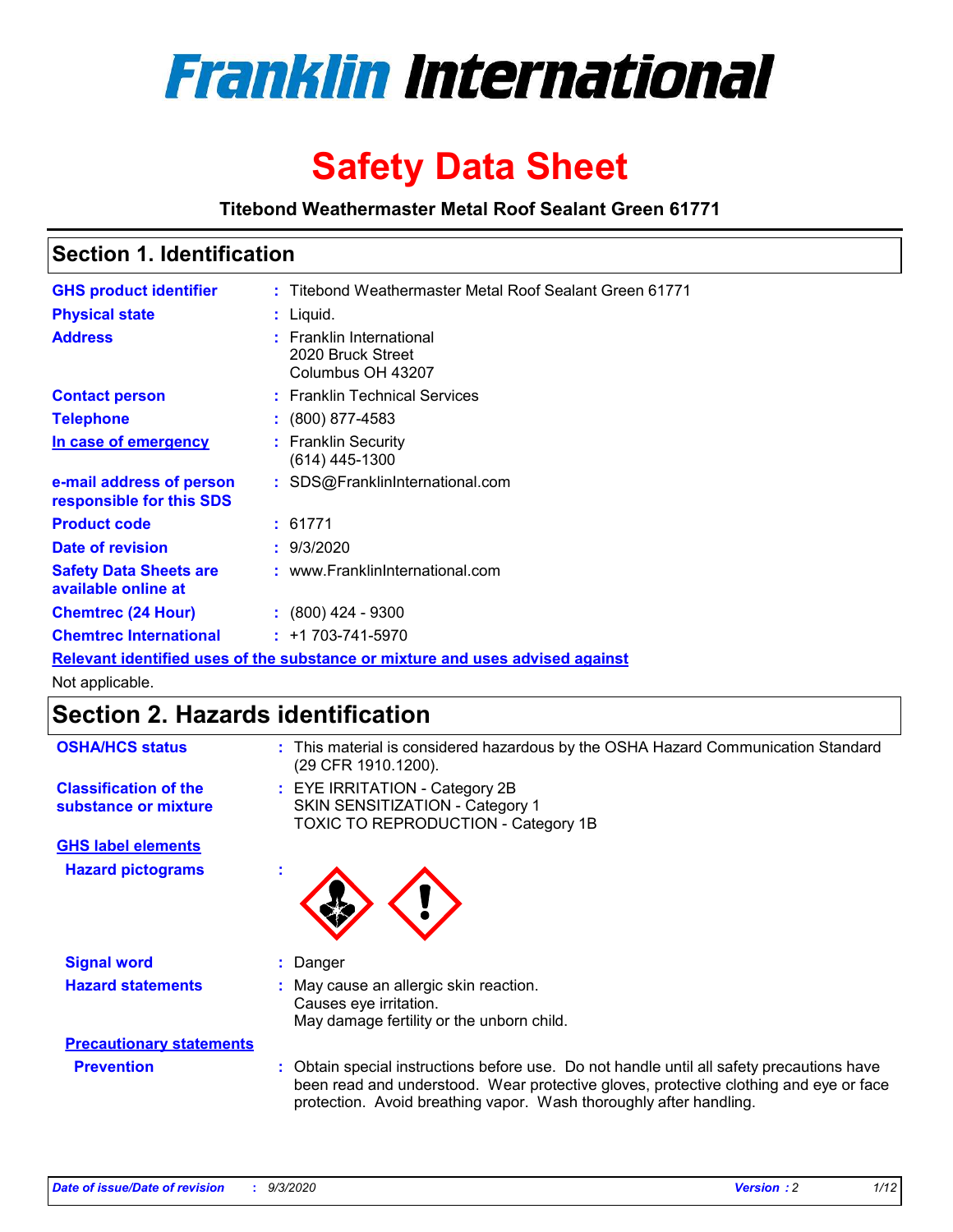# Franklin International

# Safety Data Sheet

**Titebond Weathermaster Metal Roof Sealant Green 61771**

## Section 1. Identification

**GHS product identifier** : Titebond Weathermaster Metal Roof Sealant Green 61771

**Physical state** : Liquid.

**Address** : Franklin International
2020 Bruck Street
Columbus OH 43207

**Contact person** : Franklin Technical Services

**Telephone** : (800) 877-4583

**In case of emergency** : Franklin Security
(614) 445-1300

**e-mail address of person responsible for this SDS** : SDS@FranklinInternational.com

**Product code** : 61771

**Date of revision** : 9/3/2020

**Safety Data Sheets are available online at** : www.FranklinInternational.com

**Chemtrec (24 Hour)** : (800) 424 - 9300

**Chemtrec International** : +1 703-741-5970

**Relevant identified uses of the substance or mixture and uses advised against**

Not applicable.

## Section 2. Hazards identification

**OSHA/HCS status** : This material is considered hazardous by the OSHA Hazard Communication Standard (29 CFR 1910.1200).

**Classification of the substance or mixture** : EYE IRRITATION - Category 2B
SKIN SENSITIZATION - Category 1
TOXIC TO REPRODUCTION - Category 1B

**GHS label elements**

**Hazard pictograms** :

**Signal word** : Danger

**Hazard statements** : May cause an allergic skin reaction.
Causes eye irritation.
May damage fertility or the unborn child.

**Precautionary statements**

**Prevention** : Obtain special instructions before use. Do not handle until all safety precautions have been read and understood. Wear protective gloves, protective clothing and eye or face protection. Avoid breathing vapor. Wash thoroughly after handling.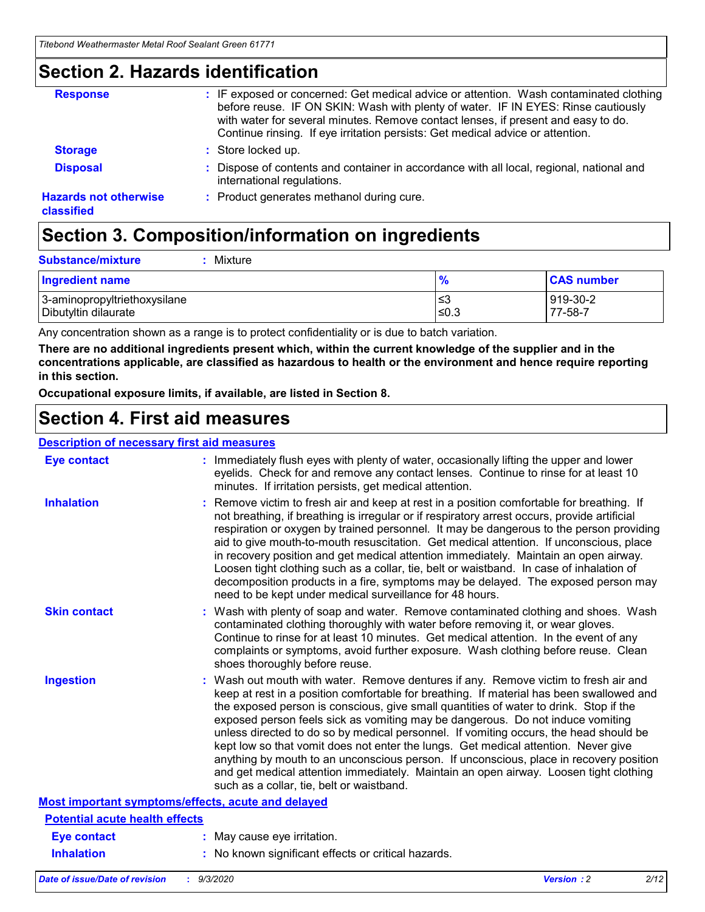## Section 2. Hazards identification

**Response** : IF exposed or concerned: Get medical advice or attention. Wash contaminated clothing before reuse. IF ON SKIN: Wash with plenty of water. IF IN EYES: Rinse cautiously with water for several minutes. Remove contact lenses, if present and easy to do. Continue rinsing. If eye irritation persists: Get medical advice or attention.

**Storage** : Store locked up.

**Disposal** : Dispose of contents and container in accordance with all local, regional, national and international regulations.

**Hazards not otherwise classified** : Product generates methanol during cure.

## Section 3. Composition/information on ingredients

**Substance/mixture** : Mixture

| Ingredient name | % | CAS number |
|---|---|---|
| 3-aminopropyltriethoxysilane | ≤3 | 919-30-2 |
| Dibutyltin dilaurate | ≤0.3 | 77-58-7 |

Any concentration shown as a range is to protect confidentiality or is due to batch variation.

**There are no additional ingredients present which, within the current knowledge of the supplier and in the concentrations applicable, are classified as hazardous to health or the environment and hence require reporting in this section.**

**Occupational exposure limits, if available, are listed in Section 8.**

## Section 4. First aid measures

### Description of necessary first aid measures

**Eye contact** : Immediately flush eyes with plenty of water, occasionally lifting the upper and lower eyelids. Check for and remove any contact lenses. Continue to rinse for at least 10 minutes. If irritation persists, get medical attention.

**Inhalation** : Remove victim to fresh air and keep at rest in a position comfortable for breathing. If not breathing, if breathing is irregular or if respiratory arrest occurs, provide artificial respiration or oxygen by trained personnel. It may be dangerous to the person providing aid to give mouth-to-mouth resuscitation. Get medical attention. If unconscious, place in recovery position and get medical attention immediately. Maintain an open airway. Loosen tight clothing such as a collar, tie, belt or waistband. In case of inhalation of decomposition products in a fire, symptoms may be delayed. The exposed person may need to be kept under medical surveillance for 48 hours.

**Skin contact** : Wash with plenty of soap and water. Remove contaminated clothing and shoes. Wash contaminated clothing thoroughly with water before removing it, or wear gloves. Continue to rinse for at least 10 minutes. Get medical attention. In the event of any complaints or symptoms, avoid further exposure. Wash clothing before reuse. Clean shoes thoroughly before reuse.

**Ingestion** : Wash out mouth with water. Remove dentures if any. Remove victim to fresh air and keep at rest in a position comfortable for breathing. If material has been swallowed and the exposed person is conscious, give small quantities of water to drink. Stop if the exposed person feels sick as vomiting may be dangerous. Do not induce vomiting unless directed to do so by medical personnel. If vomiting occurs, the head should be kept low so that vomit does not enter the lungs. Get medical attention. Never give anything by mouth to an unconscious person. If unconscious, place in recovery position and get medical attention immediately. Maintain an open airway. Loosen tight clothing such as a collar, tie, belt or waistband.

### Most important symptoms/effects, acute and delayed

#### Potential acute health effects

**Eye contact** : May cause eye irritation.

**Inhalation** : No known significant effects or critical hazards.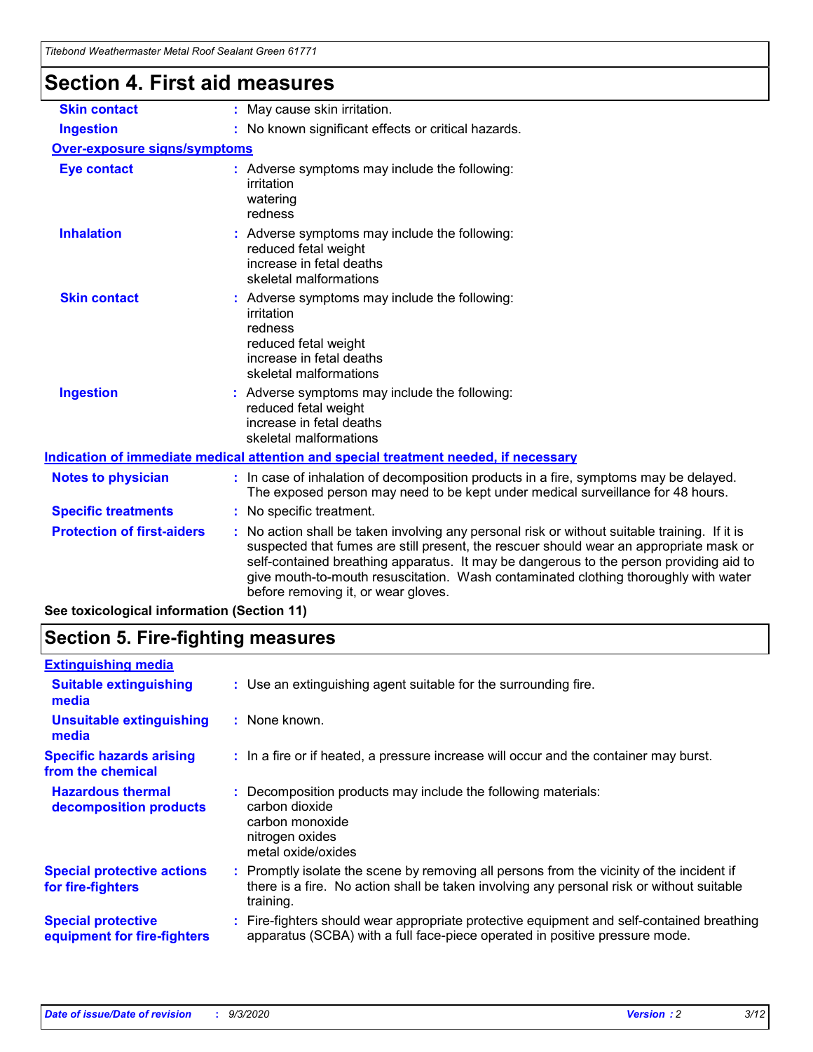## Section 4. First aid measures

| | |
|---|---|
| **Skin contact** | : May cause skin irritation. |
| **Ingestion** | : No known significant effects or critical hazards. |

**Over-exposure signs/symptoms**

| | |
|---|---|
| **Eye contact** | : Adverse symptoms may include the following:<br>irritation<br>watering<br>redness |
| **Inhalation** | : Adverse symptoms may include the following:<br>reduced fetal weight<br>increase in fetal deaths<br>skeletal malformations |
| **Skin contact** | : Adverse symptoms may include the following:<br>irritation<br>redness<br>reduced fetal weight<br>increase in fetal deaths<br>skeletal malformations |
| **Ingestion** | : Adverse symptoms may include the following:<br>reduced fetal weight<br>increase in fetal deaths<br>skeletal malformations |

**Indication of immediate medical attention and special treatment needed, if necessary**

| | |
|---|---|
| **Notes to physician** | : In case of inhalation of decomposition products in a fire, symptoms may be delayed. The exposed person may need to be kept under medical surveillance for 48 hours. |
| **Specific treatments** | : No specific treatment. |
| **Protection of first-aiders** | : No action shall be taken involving any personal risk or without suitable training. If it is suspected that fumes are still present, the rescuer should wear an appropriate mask or self-contained breathing apparatus. It may be dangerous to the person providing aid to give mouth-to-mouth resuscitation. Wash contaminated clothing thoroughly with water before removing it, or wear gloves. |

**See toxicological information (Section 11)**

## Section 5. Fire-fighting measures

**Extinguishing media**

| | |
|---|---|
| **Suitable extinguishing media** | : Use an extinguishing agent suitable for the surrounding fire. |
| **Unsuitable extinguishing media** | : None known. |
| **Specific hazards arising from the chemical** | : In a fire or if heated, a pressure increase will occur and the container may burst. |
| **Hazardous thermal decomposition products** | : Decomposition products may include the following materials:<br>carbon dioxide<br>carbon monoxide<br>nitrogen oxides<br>metal oxide/oxides |
| **Special protective actions for fire-fighters** | : Promptly isolate the scene by removing all persons from the vicinity of the incident if there is a fire. No action shall be taken involving any personal risk or without suitable training. |
| **Special protective equipment for fire-fighters** | : Fire-fighters should wear appropriate protective equipment and self-contained breathing apparatus (SCBA) with a full face-piece operated in positive pressure mode. |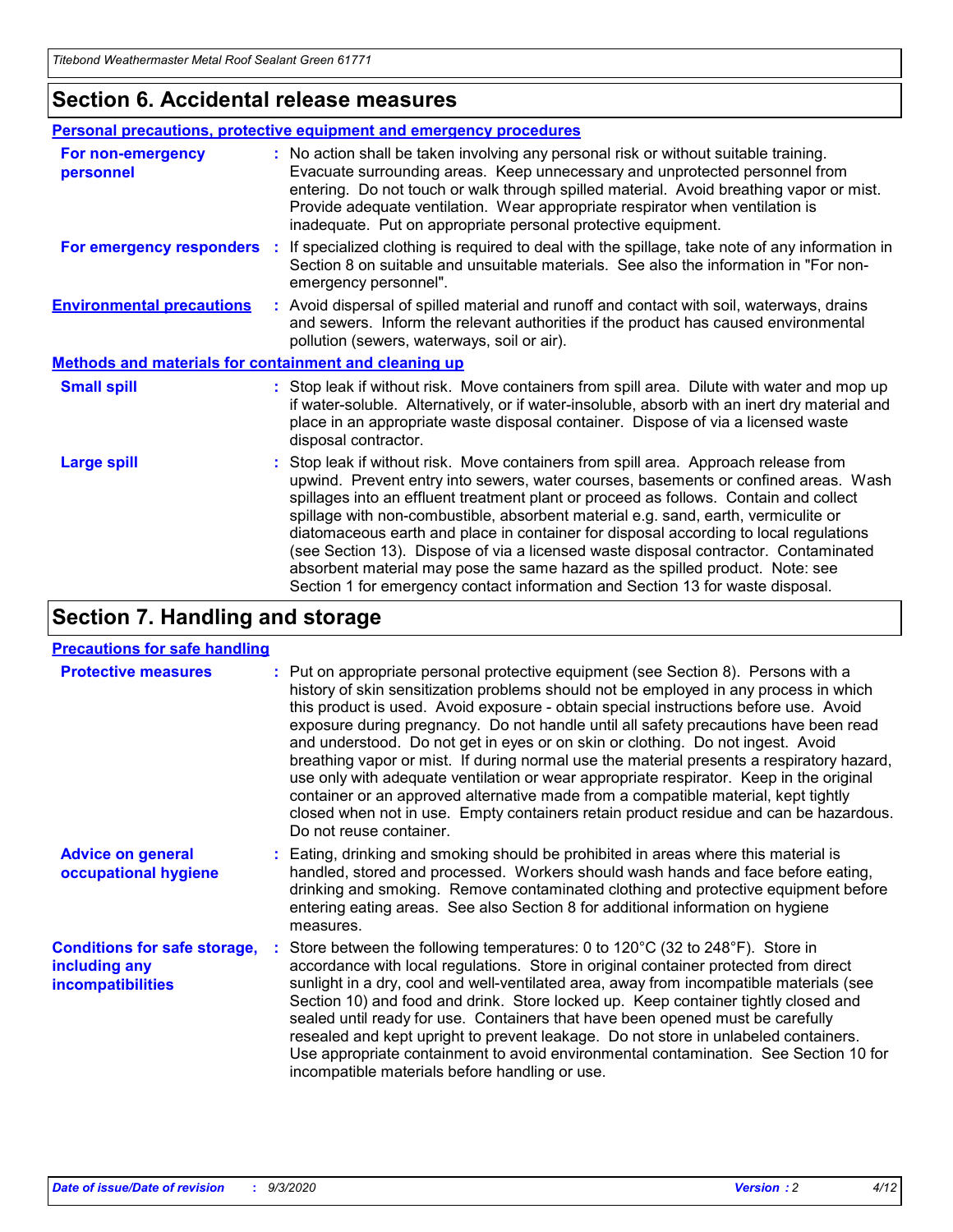## Section 6. Accidental release measures

### Personal precautions, protective equipment and emergency procedures

**For non-emergency personnel** : No action shall be taken involving any personal risk or without suitable training. Evacuate surrounding areas. Keep unnecessary and unprotected personnel from entering. Do not touch or walk through spilled material. Avoid breathing vapor or mist. Provide adequate ventilation. Wear appropriate respirator when ventilation is inadequate. Put on appropriate personal protective equipment.

**For emergency responders** : If specialized clothing is required to deal with the spillage, take note of any information in Section 8 on suitable and unsuitable materials. See also the information in "For non-emergency personnel".

**Environmental precautions** : Avoid dispersal of spilled material and runoff and contact with soil, waterways, drains and sewers. Inform the relevant authorities if the product has caused environmental pollution (sewers, waterways, soil or air).

### Methods and materials for containment and cleaning up

**Small spill** : Stop leak if without risk. Move containers from spill area. Dilute with water and mop up if water-soluble. Alternatively, or if water-insoluble, absorb with an inert dry material and place in an appropriate waste disposal container. Dispose of via a licensed waste disposal contractor.

**Large spill** : Stop leak if without risk. Move containers from spill area. Approach release from upwind. Prevent entry into sewers, water courses, basements or confined areas. Wash spillages into an effluent treatment plant or proceed as follows. Contain and collect spillage with non-combustible, absorbent material e.g. sand, earth, vermiculite or diatomaceous earth and place in container for disposal according to local regulations (see Section 13). Dispose of via a licensed waste disposal contractor. Contaminated absorbent material may pose the same hazard as the spilled product. Note: see Section 1 for emergency contact information and Section 13 for waste disposal.

## Section 7. Handling and storage

### Precautions for safe handling

**Protective measures** : Put on appropriate personal protective equipment (see Section 8). Persons with a history of skin sensitization problems should not be employed in any process in which this product is used. Avoid exposure - obtain special instructions before use. Avoid exposure during pregnancy. Do not handle until all safety precautions have been read and understood. Do not get in eyes or on skin or clothing. Do not ingest. Avoid breathing vapor or mist. If during normal use the material presents a respiratory hazard, use only with adequate ventilation or wear appropriate respirator. Keep in the original container or an approved alternative made from a compatible material, kept tightly closed when not in use. Empty containers retain product residue and can be hazardous. Do not reuse container.

**Advice on general occupational hygiene** : Eating, drinking and smoking should be prohibited in areas where this material is handled, stored and processed. Workers should wash hands and face before eating, drinking and smoking. Remove contaminated clothing and protective equipment before entering eating areas. See also Section 8 for additional information on hygiene measures.

**Conditions for safe storage, including any incompatibilities** : Store between the following temperatures: 0 to 120°C (32 to 248°F). Store in accordance with local regulations. Store in original container protected from direct sunlight in a dry, cool and well-ventilated area, away from incompatible materials (see Section 10) and food and drink. Store locked up. Keep container tightly closed and sealed until ready for use. Containers that have been opened must be carefully resealed and kept upright to prevent leakage. Do not store in unlabeled containers. Use appropriate containment to avoid environmental contamination. See Section 10 for incompatible materials before handling or use.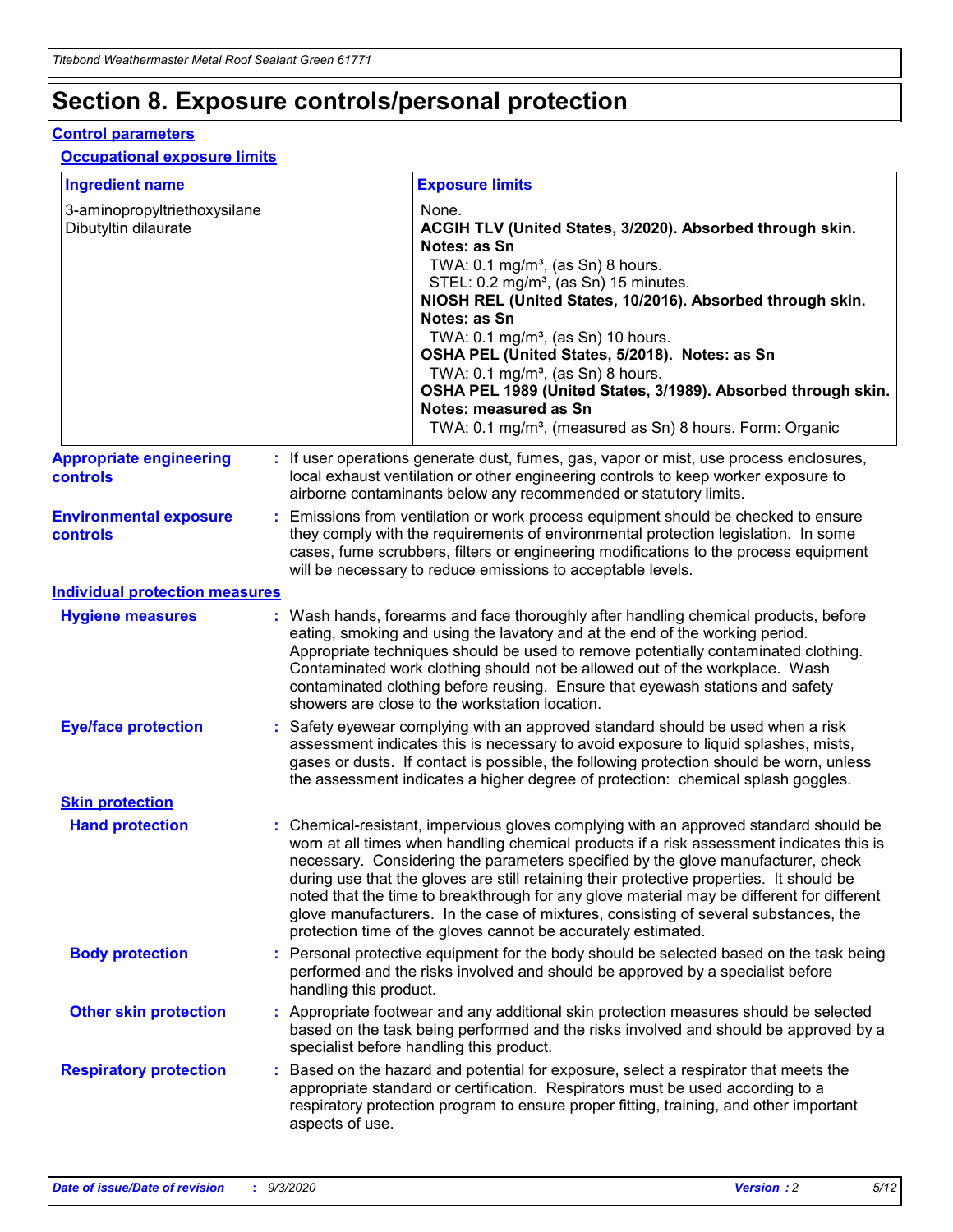# Section 8. Exposure controls/personal protection

## Control parameters

### Occupational exposure limits

| Ingredient name | Exposure limits |
| --- | --- |
| 3-aminopropyltriethoxysilane | None. |
| Dibutyltin dilaurate | **ACGIH TLV (United States, 3/2020). Absorbed through skin. Notes: as Sn**<br>TWA: 0.1 mg/m³, (as Sn) 8 hours.<br>STEL: 0.2 mg/m³, (as Sn) 15 minutes.<br>**NIOSH REL (United States, 10/2016). Absorbed through skin. Notes: as Sn**<br>TWA: 0.1 mg/m³, (as Sn) 10 hours.<br>**OSHA PEL (United States, 5/2018). Notes: as Sn**<br>TWA: 0.1 mg/m³, (as Sn) 8 hours.<br>**OSHA PEL 1989 (United States, 3/1989). Absorbed through skin. Notes: measured as Sn**<br>TWA: 0.1 mg/m³, (measured as Sn) 8 hours. Form: Organic |

**Appropriate engineering controls** : If user operations generate dust, fumes, gas, vapor or mist, use process enclosures, local exhaust ventilation or other engineering controls to keep worker exposure to airborne contaminants below any recommended or statutory limits.

**Environmental exposure controls** : Emissions from ventilation or work process equipment should be checked to ensure they comply with the requirements of environmental protection legislation. In some cases, fume scrubbers, filters or engineering modifications to the process equipment will be necessary to reduce emissions to acceptable levels.

## Individual protection measures

**Hygiene measures** : Wash hands, forearms and face thoroughly after handling chemical products, before eating, smoking and using the lavatory and at the end of the working period. Appropriate techniques should be used to remove potentially contaminated clothing. Contaminated work clothing should not be allowed out of the workplace. Wash contaminated clothing before reusing. Ensure that eyewash stations and safety showers are close to the workstation location.

**Eye/face protection** : Safety eyewear complying with an approved standard should be used when a risk assessment indicates this is necessary to avoid exposure to liquid splashes, mists, gases or dusts. If contact is possible, the following protection should be worn, unless the assessment indicates a higher degree of protection: chemical splash goggles.

### Skin protection

**Hand protection** : Chemical-resistant, impervious gloves complying with an approved standard should be worn at all times when handling chemical products if a risk assessment indicates this is necessary. Considering the parameters specified by the glove manufacturer, check during use that the gloves are still retaining their protective properties. It should be noted that the time to breakthrough for any glove material may be different for different glove manufacturers. In the case of mixtures, consisting of several substances, the protection time of the gloves cannot be accurately estimated.

**Body protection** : Personal protective equipment for the body should be selected based on the task being performed and the risks involved and should be approved by a specialist before handling this product.

**Other skin protection** : Appropriate footwear and any additional skin protection measures should be selected based on the task being performed and the risks involved and should be approved by a specialist before handling this product.

**Respiratory protection** : Based on the hazard and potential for exposure, select a respirator that meets the appropriate standard or certification. Respirators must be used according to a respiratory protection program to ensure proper fitting, training, and other important aspects of use.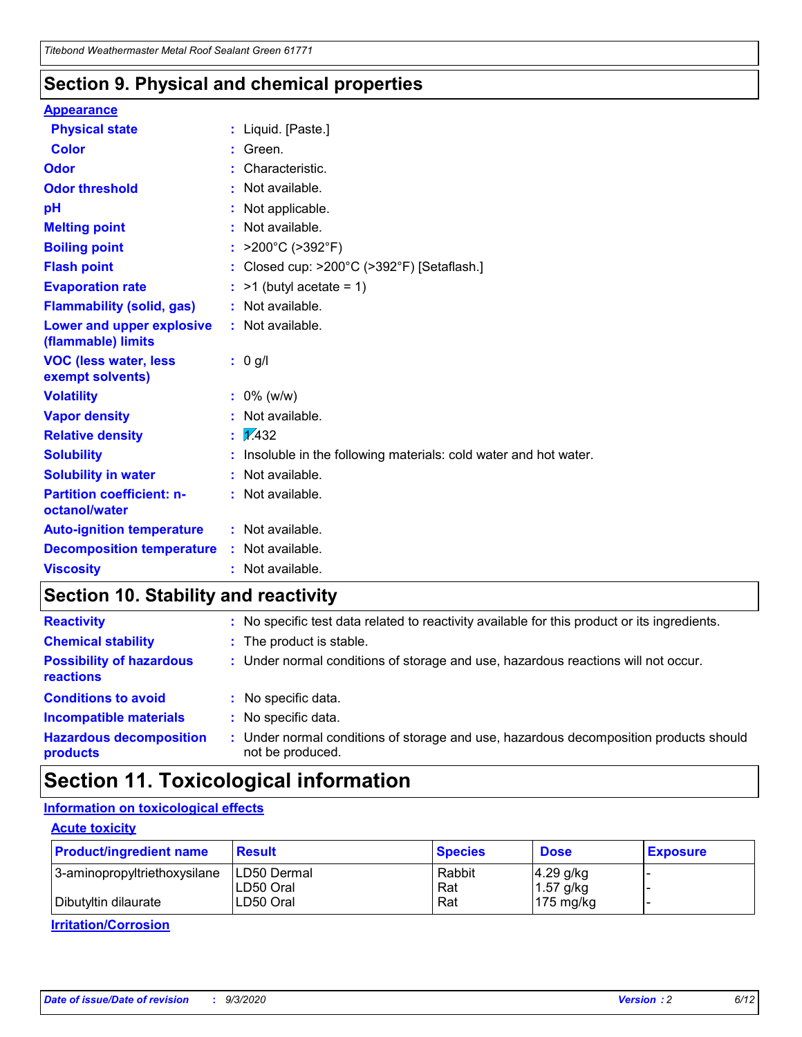## Section 9. Physical and chemical properties

**Appearance**

| | |
|---|---|
| **Physical state** | : Liquid. [Paste.] |
| **Color** | : Green. |
| **Odor** | : Characteristic. |
| **Odor threshold** | : Not available. |
| **pH** | : Not applicable. |
| **Melting point** | : Not available. |
| **Boiling point** | : >200°C (>392°F) |
| **Flash point** | : Closed cup: >200°C (>392°F) [Setaflash.] |
| **Evaporation rate** | : >1 (butyl acetate = 1) |
| **Flammability (solid, gas)** | : Not available. |
| **Lower and upper explosive (flammable) limits** | : Not available. |
| **VOC (less water, less exempt solvents)** | : 0 g/l |
| **Volatility** | : 0% (w/w) |
| **Vapor density** | : Not available. |
| **Relative density** | : 1.432 |
| **Solubility** | : Insoluble in the following materials: cold water and hot water. |
| **Solubility in water** | : Not available. |
| **Partition coefficient: n-octanol/water** | : Not available. |
| **Auto-ignition temperature** | : Not available. |
| **Decomposition temperature** | : Not available. |
| **Viscosity** | : Not available. |

## Section 10. Stability and reactivity

| | |
|---|---|
| **Reactivity** | : No specific test data related to reactivity available for this product or its ingredients. |
| **Chemical stability** | : The product is stable. |
| **Possibility of hazardous reactions** | : Under normal conditions of storage and use, hazardous reactions will not occur. |
| **Conditions to avoid** | : No specific data. |
| **Incompatible materials** | : No specific data. |
| **Hazardous decomposition products** | : Under normal conditions of storage and use, hazardous decomposition products should not be produced. |

## Section 11. Toxicological information

**Information on toxicological effects**

**Acute toxicity**

| Product/ingredient name | Result | Species | Dose | Exposure |
|---|---|---|---|---|
| 3-aminopropyltriethoxysilane | LD50 Dermal | Rabbit | 4.29 g/kg | - |
| | LD50 Oral | Rat | 1.57 g/kg | - |
| Dibutyltin dilaurate | LD50 Oral | Rat | 175 mg/kg | - |

**Irritation/Corrosion**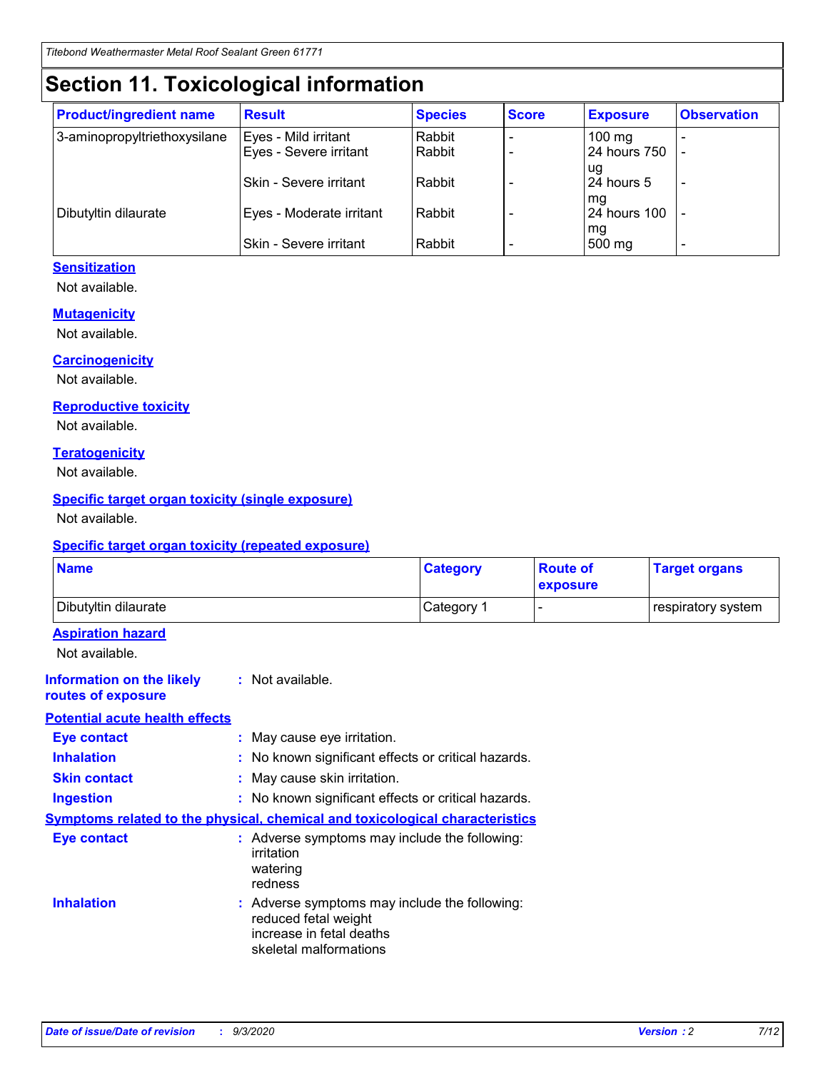## Section 11. Toxicological information

| Product/ingredient name | Result | Species | Score | Exposure | Observation |
|---|---|---|---|---|---|
| 3-aminopropyltriethoxysilane | Eyes - Mild irritant | Rabbit | - | 100 mg | - |
| | Eyes - Severe irritant | Rabbit | - | 24 hours 750 ug | - |
| | Skin - Severe irritant | Rabbit | - | 24 hours 5 mg | - |
| Dibutyltin dilaurate | Eyes - Moderate irritant | Rabbit | - | 24 hours 100 mg | - |
| | Skin - Severe irritant | Rabbit | - | 500 mg | - |

**Sensitization**

Not available.

**Mutagenicity**

Not available.

**Carcinogenicity**

Not available.

**Reproductive toxicity**

Not available.

**Teratogenicity**

Not available.

**Specific target organ toxicity (single exposure)**

Not available.

**Specific target organ toxicity (repeated exposure)**

| Name | Category | Route of exposure | Target organs |
|---|---|---|---|
| Dibutyltin dilaurate | Category 1 | - | respiratory system |

**Aspiration hazard**

Not available.

**Information on the likely routes of exposure** : Not available.

**Potential acute health effects**

**Eye contact** : May cause eye irritation.

**Inhalation** : No known significant effects or critical hazards.

**Skin contact** : May cause skin irritation.

**Ingestion** : No known significant effects or critical hazards.

**Symptoms related to the physical, chemical and toxicological characteristics**

**Eye contact** : Adverse symptoms may include the following:
irritation
watering
redness

**Inhalation** : Adverse symptoms may include the following:
reduced fetal weight
increase in fetal deaths
skeletal malformations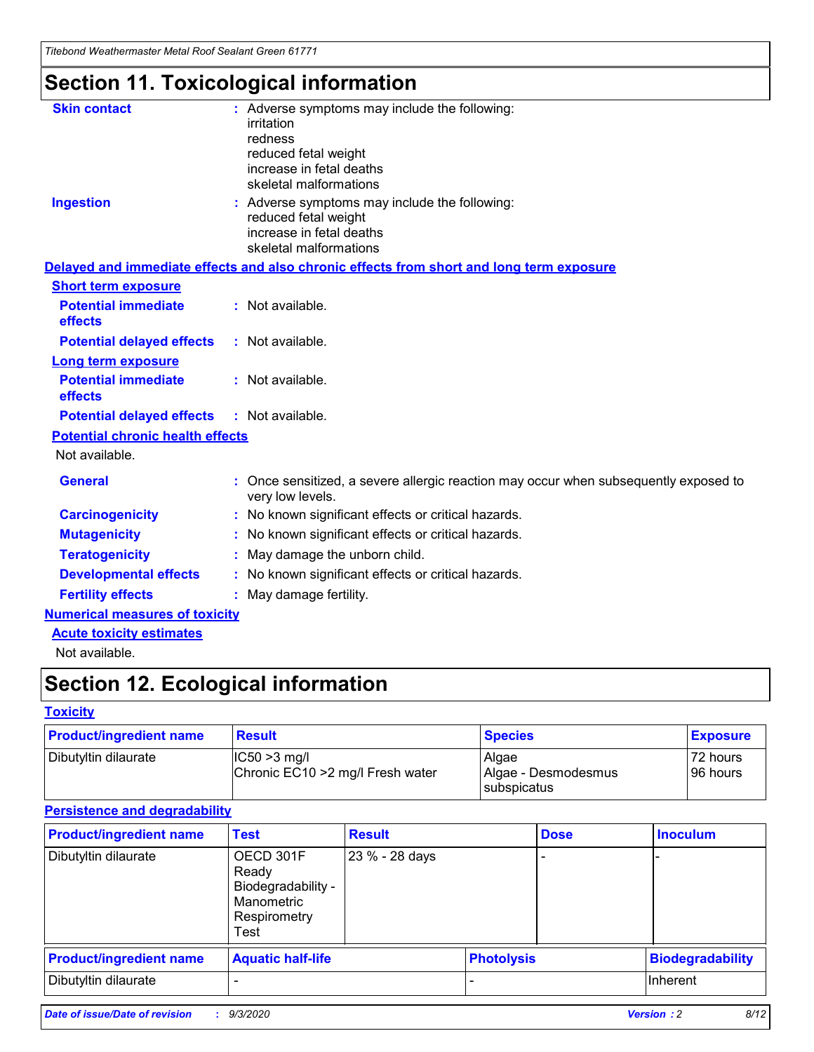# Section 11. Toxicological information

**Skin contact** : Adverse symptoms may include the following:
irritation
redness
reduced fetal weight
increase in fetal deaths
skeletal malformations

**Ingestion** : Adverse symptoms may include the following:
reduced fetal weight
increase in fetal deaths
skeletal malformations

## Delayed and immediate effects and also chronic effects from short and long term exposure

### Short term exposure

**Potential immediate effects** : Not available.

**Potential delayed effects** : Not available.

### Long term exposure

**Potential immediate effects** : Not available.

**Potential delayed effects** : Not available.

### Potential chronic health effects

Not available.

**General** : Once sensitized, a severe allergic reaction may occur when subsequently exposed to very low levels.

**Carcinogenicity** : No known significant effects or critical hazards.

**Mutagenicity** : No known significant effects or critical hazards.

**Teratogenicity** : May damage the unborn child.

**Developmental effects** : No known significant effects or critical hazards.

**Fertility effects** : May damage fertility.

## Numerical measures of toxicity

### Acute toxicity estimates

Not available.

# Section 12. Ecological information

## Toxicity

| Product/ingredient name | Result | Species | Exposure |
|---|---|---|---|
| Dibutyltin dilaurate | IC50 >3 mg/l<br>Chronic EC10 >2 mg/l Fresh water | Algae<br>Algae - Desmodesmus subspicatus | 72 hours<br>96 hours |

## Persistence and degradability

| Product/ingredient name | Test | Result | Dose | Inoculum |
|---|---|---|---|---|
| Dibutyltin dilaurate | OECD 301F Ready Biodegradability - Manometric Respirometry Test | 23 % - 28 days | - | - |

| Product/ingredient name | Aquatic half-life | Photolysis | Biodegradability |
|---|---|---|---|
| Dibutyltin dilaurate | - | - | Inherent |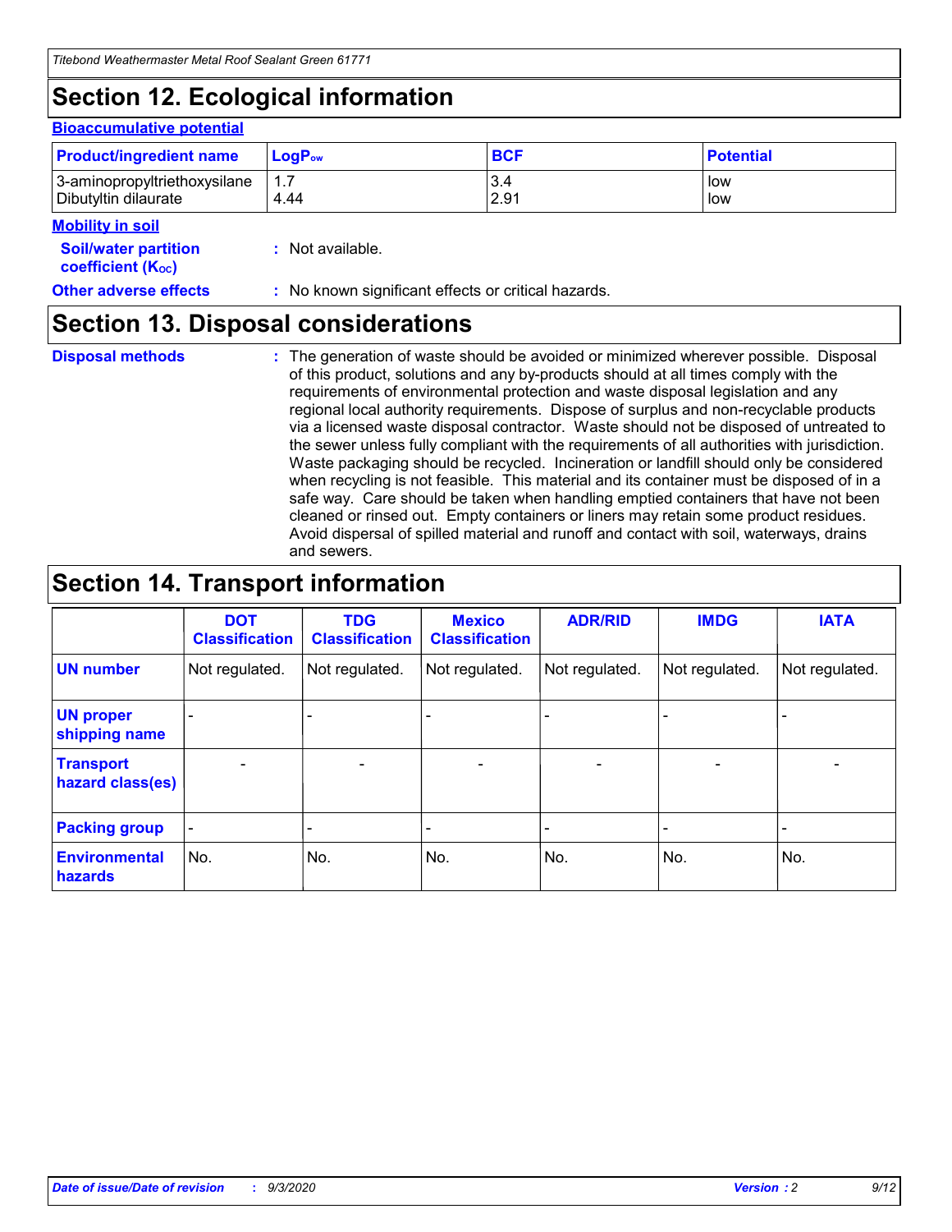# Section 12. Ecological information

### Bioaccumulative potential

| Product/ingredient name | $LogP_{ow}$ | BCF | Potential |
|---|---|---|---|
| 3-aminopropyltriethoxysilane | 1.7 | 3.4 | low |
| Dibutyltin dilaurate | 4.44 | 2.91 | low |

### Mobility in soil

**Soil/water partition coefficient ($K_{OC}$)** : Not available.

**Other adverse effects** : No known significant effects or critical hazards.

# Section 13. Disposal considerations

**Disposal methods** : The generation of waste should be avoided or minimized wherever possible. Disposal of this product, solutions and any by-products should at all times comply with the requirements of environmental protection and waste disposal legislation and any regional local authority requirements. Dispose of surplus and non-recyclable products via a licensed waste disposal contractor. Waste should not be disposed of untreated to the sewer unless fully compliant with the requirements of all authorities with jurisdiction. Waste packaging should be recycled. Incineration or landfill should only be considered when recycling is not feasible. This material and its container must be disposed of in a safe way. Care should be taken when handling emptied containers that have not been cleaned or rinsed out. Empty containers or liners may retain some product residues. Avoid dispersal of spilled material and runoff and contact with soil, waterways, drains and sewers.

# Section 14. Transport information

| | DOT Classification | TDG Classification | Mexico Classification | ADR/RID | IMDG | IATA |
|---|---|---|---|---|---|---|
| UN number | Not regulated. | Not regulated. | Not regulated. | Not regulated. | Not regulated. | Not regulated. |
| UN proper shipping name | - | - | - | - | - | - |
| Transport hazard class(es) | - | - | - | - | - | - |
| Packing group | - | - | - | - | - | - |
| Environmental hazards | No. | No. | No. | No. | No. | No. |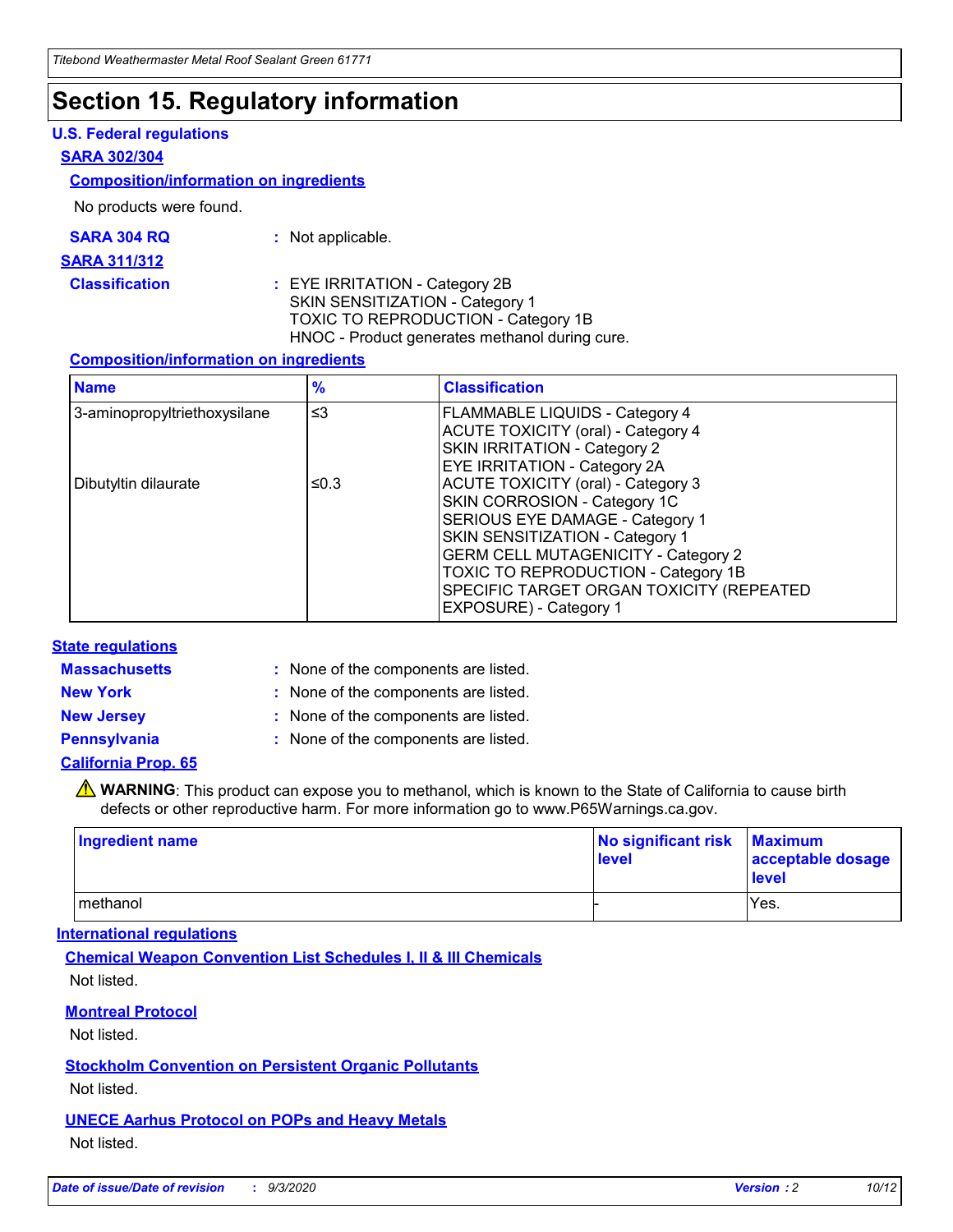# Section 15. Regulatory information

### U.S. Federal regulations

**SARA 302/304**

**Composition/information on ingredients**

No products were found.

**SARA 304 RQ** : Not applicable.

**SARA 311/312**

**Classification** : EYE IRRITATION - Category 2B
SKIN SENSITIZATION - Category 1
TOXIC TO REPRODUCTION - Category 1B
HNOC - Product generates methanol during cure.

**Composition/information on ingredients**

| Name | % | Classification |
|---|---|---|
| 3-aminopropyltriethoxysilane | ≤3 | FLAMMABLE LIQUIDS - Category 4<br>ACUTE TOXICITY (oral) - Category 4<br>SKIN IRRITATION - Category 2<br>EYE IRRITATION - Category 2A |
| Dibutyltin dilaurate | ≤0.3 | ACUTE TOXICITY (oral) - Category 3<br>SKIN CORROSION - Category 1C<br>SERIOUS EYE DAMAGE - Category 1<br>SKIN SENSITIZATION - Category 1<br>GERM CELL MUTAGENICITY - Category 2<br>TOXIC TO REPRODUCTION - Category 1B<br>SPECIFIC TARGET ORGAN TOXICITY (REPEATED EXPOSURE) - Category 1 |

### State regulations

**Massachusetts** : None of the components are listed.

**New York** : None of the components are listed.

**New Jersey** : None of the components are listed.

**Pennsylvania** : None of the components are listed.

**California Prop. 65**

⚠ **WARNING**: This product can expose you to methanol, which is known to the State of California to cause birth defects or other reproductive harm. For more information go to www.P65Warnings.ca.gov.

| Ingredient name | No significant risk level | Maximum acceptable dosage level |
|---|---|---|
| methanol | - | Yes. |

### International regulations

**Chemical Weapon Convention List Schedules I, II & III Chemicals**

Not listed.

**Montreal Protocol**

Not listed.

**Stockholm Convention on Persistent Organic Pollutants**

Not listed.

**UNECE Aarhus Protocol on POPs and Heavy Metals**

Not listed.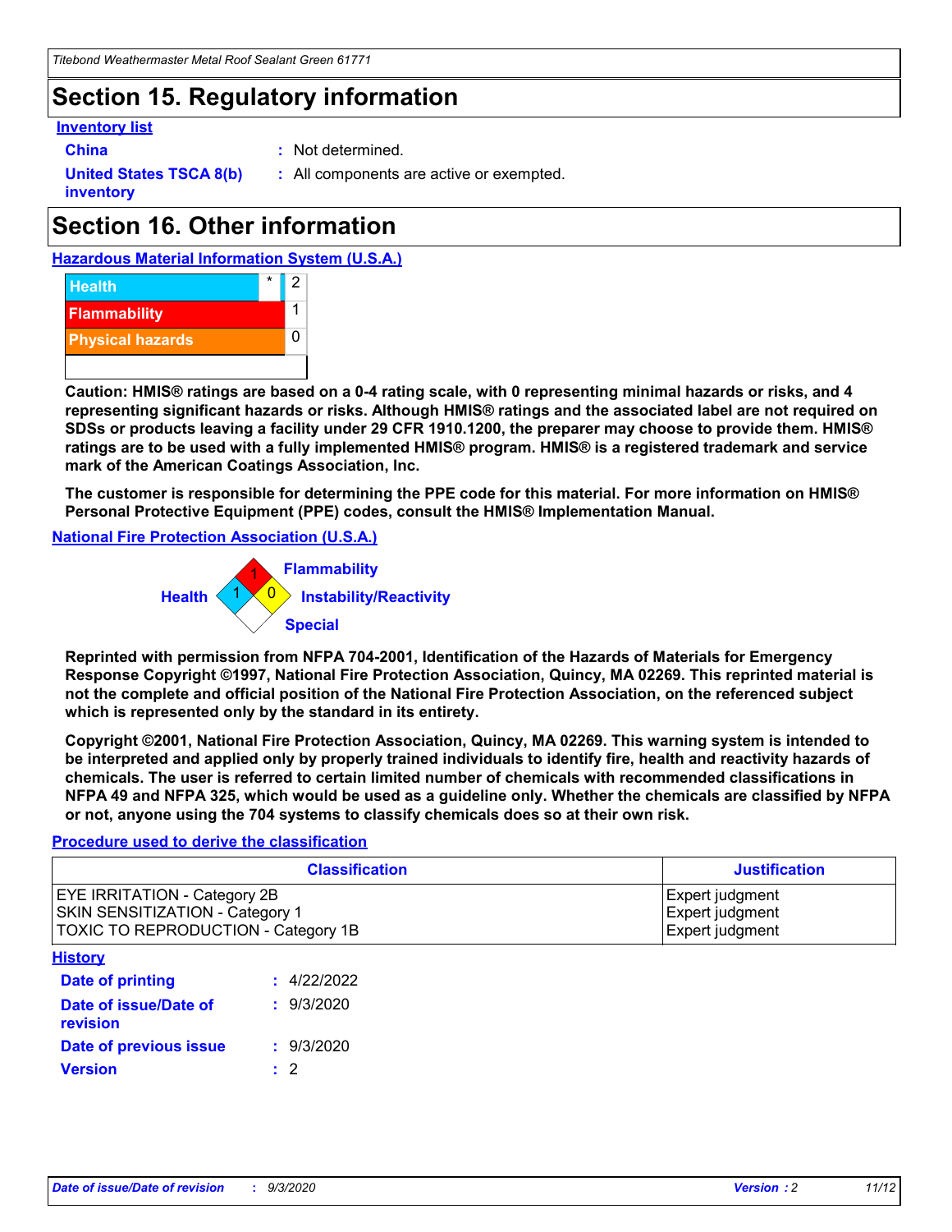# Section 15. Regulatory information

**Inventory list**

**China** : Not determined.

**United States TSCA 8(b) inventory** : All components are active or exempted.

# Section 16. Other information

**Hazardous Material Information System (U.S.A.)**

| | | |
|---|---|---|
| Health | * | 2 |
| Flammability | | 1 |
| Physical hazards | | 0 |

**Caution: HMIS® ratings are based on a 0-4 rating scale, with 0 representing minimal hazards or risks, and 4 representing significant hazards or risks. Although HMIS® ratings and the associated label are not required on SDSs or products leaving a facility under 29 CFR 1910.1200, the preparer may choose to provide them. HMIS® ratings are to be used with a fully implemented HMIS® program. HMIS® is a registered trademark and service mark of the American Coatings Association, Inc.**

**The customer is responsible for determining the PPE code for this material. For more information on HMIS® Personal Protective Equipment (PPE) codes, consult the HMIS® Implementation Manual.**

**National Fire Protection Association (U.S.A.)**

Flammability: 1
Health: 1
Instability/Reactivity: 0
Special:

**Reprinted with permission from NFPA 704-2001, Identification of the Hazards of Materials for Emergency Response Copyright ©1997, National Fire Protection Association, Quincy, MA 02269. This reprinted material is not the complete and official position of the National Fire Protection Association, on the referenced subject which is represented only by the standard in its entirety.**

**Copyright ©2001, National Fire Protection Association, Quincy, MA 02269. This warning system is intended to be interpreted and applied only by properly trained individuals to identify fire, health and reactivity hazards of chemicals. The user is referred to certain limited number of chemicals with recommended classifications in NFPA 49 and NFPA 325, which would be used as a guideline only. Whether the chemicals are classified by NFPA or not, anyone using the 704 systems to classify chemicals does so at their own risk.**

**Procedure used to derive the classification**

| Classification | Justification |
|---|---|
| EYE IRRITATION - Category 2B | Expert judgment |
| SKIN SENSITIZATION - Category 1 | Expert judgment |
| TOXIC TO REPRODUCTION - Category 1B | Expert judgment |

**History**

**Date of printing** : 4/22/2022

**Date of issue/Date of revision** : 9/3/2020

**Date of previous issue** : 9/3/2020

**Version** : 2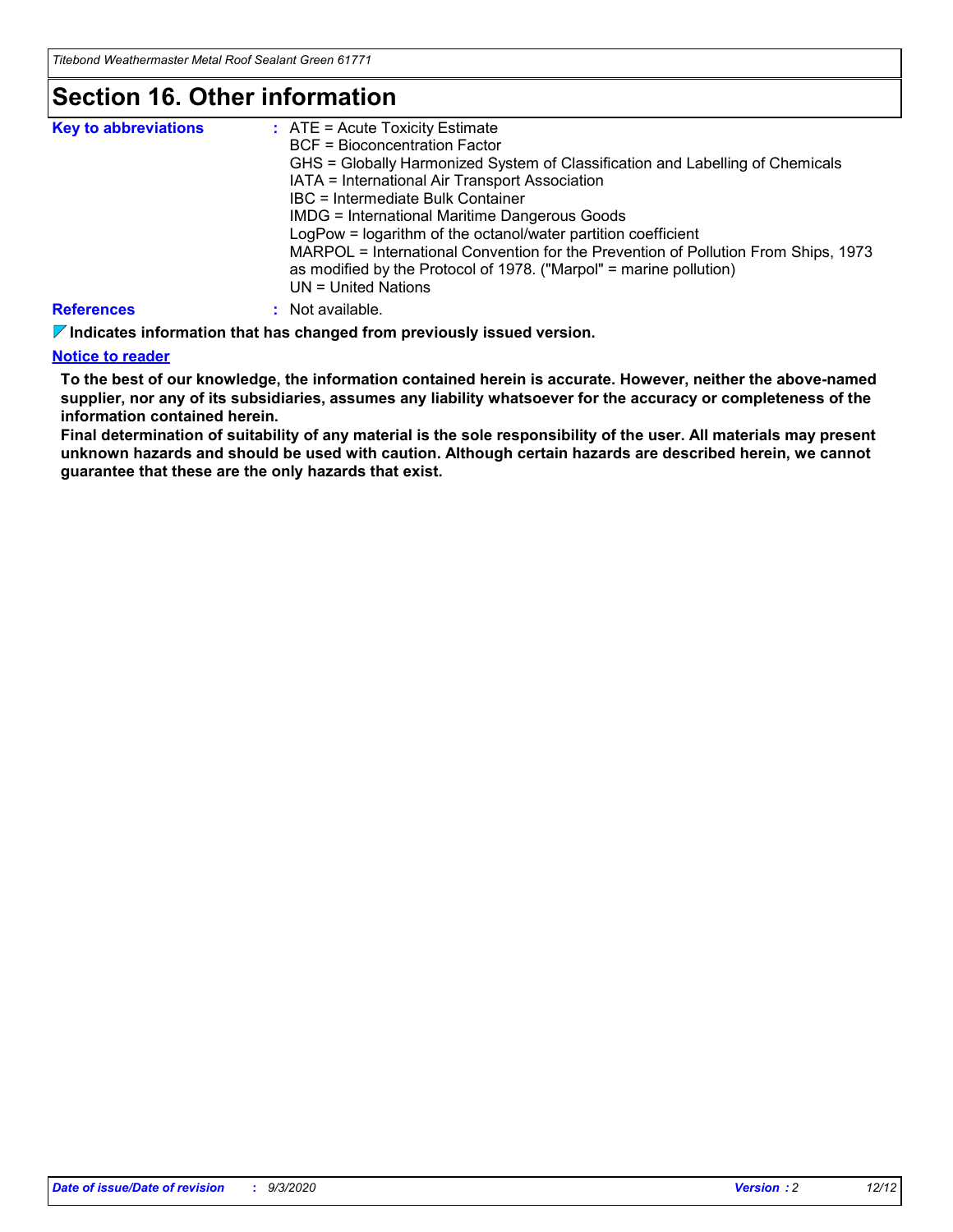# Section 16. Other information

**Key to abbreviations** : ATE = Acute Toxicity Estimate
BCF = Bioconcentration Factor
GHS = Globally Harmonized System of Classification and Labelling of Chemicals
IATA = International Air Transport Association
IBC = Intermediate Bulk Container
IMDG = International Maritime Dangerous Goods
LogPow = logarithm of the octanol/water partition coefficient
MARPOL = International Convention for the Prevention of Pollution From Ships, 1973 as modified by the Protocol of 1978. ("Marpol" = marine pollution)
UN = United Nations

**References** : Not available.

**Indicates information that has changed from previously issued version.**

**Notice to reader**

**To the best of our knowledge, the information contained herein is accurate. However, neither the above-named supplier, nor any of its subsidiaries, assumes any liability whatsoever for the accuracy or completeness of the information contained herein.**

**Final determination of suitability of any material is the sole responsibility of the user. All materials may present unknown hazards and should be used with caution. Although certain hazards are described herein, we cannot guarantee that these are the only hazards that exist.**